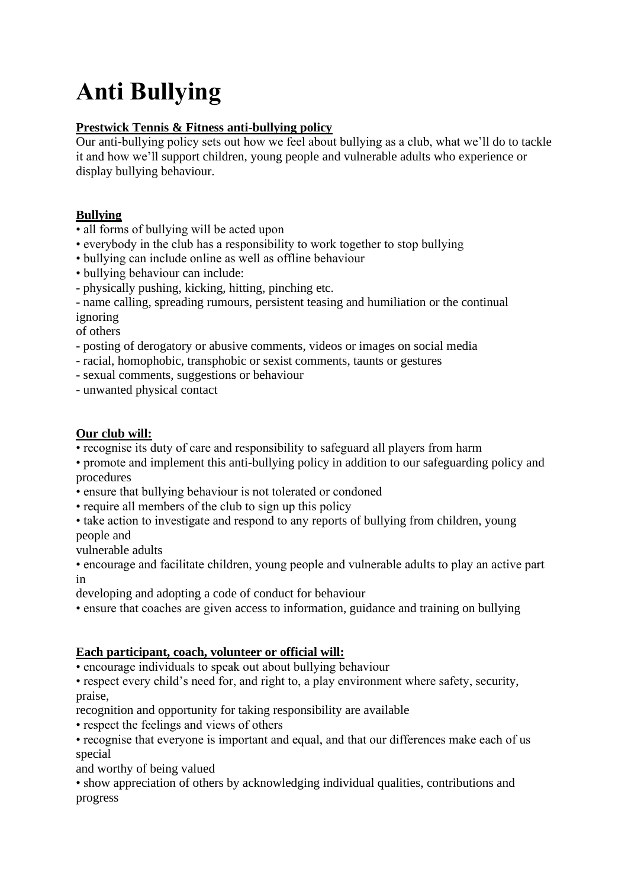# Anti Bullying

**Prestwick Tennis & Fitness anti-bullying policy**

Our anti-bullying policy sets out how we feel about bullying as a club, what we'll do to tackle it and how we'll support children, young people and vulnerable adults who experience or display bullying behaviour.

**Bullying**

- all forms of bullying will be acted upon
- everybody in the club has a responsibility to work together to stop bullying
- bullying can include online as well as offline behaviour
- bullying behaviour can include:
  - physically pushing, kicking, hitting, pinching etc.
  - name calling, spreading rumours, persistent teasing and humiliation or the continual ignoring of others
  - posting of derogatory or abusive comments, videos or images on social media
  - racial, homophobic, transphobic or sexist comments, taunts or gestures
  - sexual comments, suggestions or behaviour
  - unwanted physical contact

**Our club will:**

- recognise its duty of care and responsibility to safeguard all players from harm
- promote and implement this anti-bullying policy in addition to our safeguarding policy and procedures
- ensure that bullying behaviour is not tolerated or condoned
- require all members of the club to sign up this policy
- take action to investigate and respond to any reports of bullying from children, young people and vulnerable adults
- encourage and facilitate children, young people and vulnerable adults to play an active part in developing and adopting a code of conduct for behaviour
- ensure that coaches are given access to information, guidance and training on bullying

**Each participant, coach, volunteer or official will:**

- encourage individuals to speak out about bullying behaviour
- respect every child's need for, and right to, a play environment where safety, security, praise, recognition and opportunity for taking responsibility are available
- respect the feelings and views of others
- recognise that everyone is important and equal, and that our differences make each of us special and worthy of being valued
- show appreciation of others by acknowledging individual qualities, contributions and progress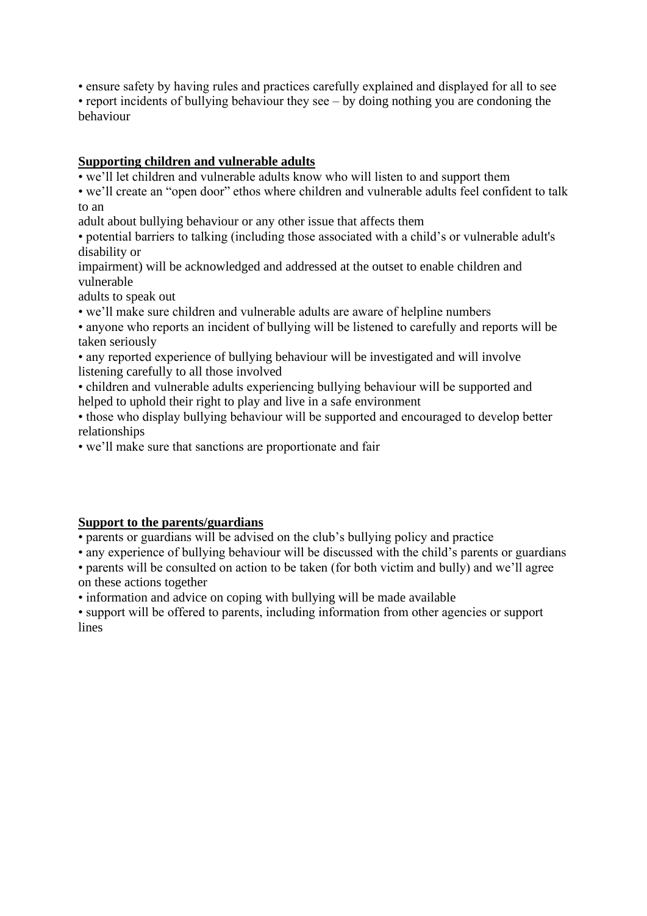- ensure safety by having rules and practices carefully explained and displayed for all to see
- report incidents of bullying behaviour they see – by doing nothing you are condoning the behaviour

## Supporting children and vulnerable adults

- we'll let children and vulnerable adults know who will listen to and support them
- we'll create an "open door" ethos where children and vulnerable adults feel confident to talk to an adult about bullying behaviour or any other issue that affects them
- potential barriers to talking (including those associated with a child's or vulnerable adult's disability or impairment) will be acknowledged and addressed at the outset to enable children and vulnerable adults to speak out
- we'll make sure children and vulnerable adults are aware of helpline numbers
- anyone who reports an incident of bullying will be listened to carefully and reports will be taken seriously
- any reported experience of bullying behaviour will be investigated and will involve listening carefully to all those involved
- children and vulnerable adults experiencing bullying behaviour will be supported and helped to uphold their right to play and live in a safe environment
- those who display bullying behaviour will be supported and encouraged to develop better relationships
- we'll make sure that sanctions are proportionate and fair

## Support to the parents/guardians

- parents or guardians will be advised on the club's bullying policy and practice
- any experience of bullying behaviour will be discussed with the child's parents or guardians
- parents will be consulted on action to be taken (for both victim and bully) and we'll agree on these actions together
- information and advice on coping with bullying will be made available
- support will be offered to parents, including information from other agencies or support lines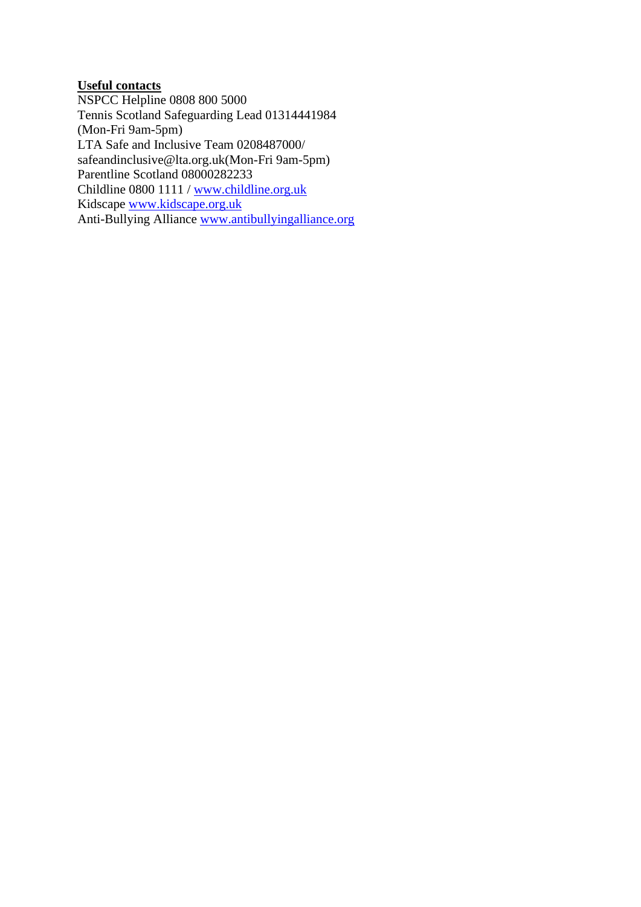**Useful contacts**

NSPCC Helpline 0808 800 5000
Tennis Scotland Safeguarding Lead 01314441984 (Mon-Fri 9am-5pm)
LTA Safe and Inclusive Team 0208487000/ safeandinclusive@lta.org.uk(Mon-Fri 9am-5pm)
Parentline Scotland 08000282233
Childline 0800 1111 / www.childline.org.uk
Kidscape www.kidscape.org.uk
Anti-Bullying Alliance www.antibullyingalliance.org